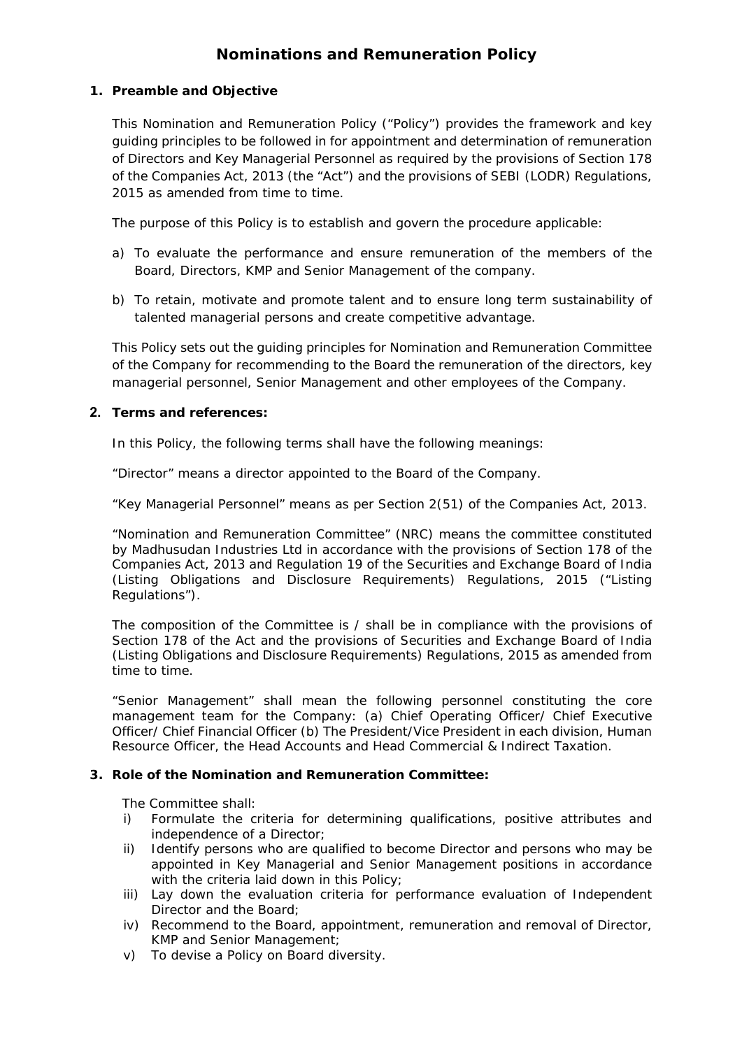# Nominations and Remuneration Policy

## 1. Preamble and Objective

This Nomination and Remuneration Policy ("Policy") provides the framework and key guiding principles to be followed in for appointment and determination of remuneration of Directors and Key Managerial Personnel as required by the provisions of Section 178 of the Companies Act, 2013 (the "Act") and the provisions of SEBI (LODR) Regulations, 2015 as amended from time to time.

The purpose of this Policy is to establish and govern the procedure applicable:

a) To evaluate the performance and ensure remuneration of the members of the Board, Directors, KMP and Senior Management of the company.

b) To retain, motivate and promote talent and to ensure long term sustainability of talented managerial persons and create competitive advantage.

This Policy sets out the guiding principles for Nomination and Remuneration Committee of the Company for recommending to the Board the remuneration of the directors, key managerial personnel, Senior Management and other employees of the Company.

## 2. Terms and references:

In this Policy, the following terms shall have the following meanings:

"Director" means a director appointed to the Board of the Company.

"Key Managerial Personnel" means as per Section 2(51) of the Companies Act, 2013.

"Nomination and Remuneration Committee" (NRC) means the committee constituted by Madhusudan Industries Ltd in accordance with the provisions of Section 178 of the Companies Act, 2013 and Regulation 19 of the Securities and Exchange Board of India (Listing Obligations and Disclosure Requirements) Regulations, 2015 ("Listing Regulations").

The composition of the Committee is / shall be in compliance with the provisions of Section 178 of the Act and the provisions of Securities and Exchange Board of India (Listing Obligations and Disclosure Requirements) Regulations, 2015 as amended from time to time.

"Senior Management" shall mean the following personnel constituting the core management team for the Company: (a) Chief Operating Officer/ Chief Executive Officer/ Chief Financial Officer (b) The President/Vice President in each division, Human Resource Officer, the Head Accounts and Head Commercial & Indirect Taxation.

## 3. Role of the Nomination and Remuneration Committee:

The Committee shall:

i) Formulate the criteria for determining qualifications, positive attributes and independence of a Director;
ii) Identify persons who are qualified to become Director and persons who may be appointed in Key Managerial and Senior Management positions in accordance with the criteria laid down in this Policy;
iii) Lay down the evaluation criteria for performance evaluation of Independent Director and the Board;
iv) Recommend to the Board, appointment, remuneration and removal of Director, KMP and Senior Management;
v) To devise a Policy on Board diversity.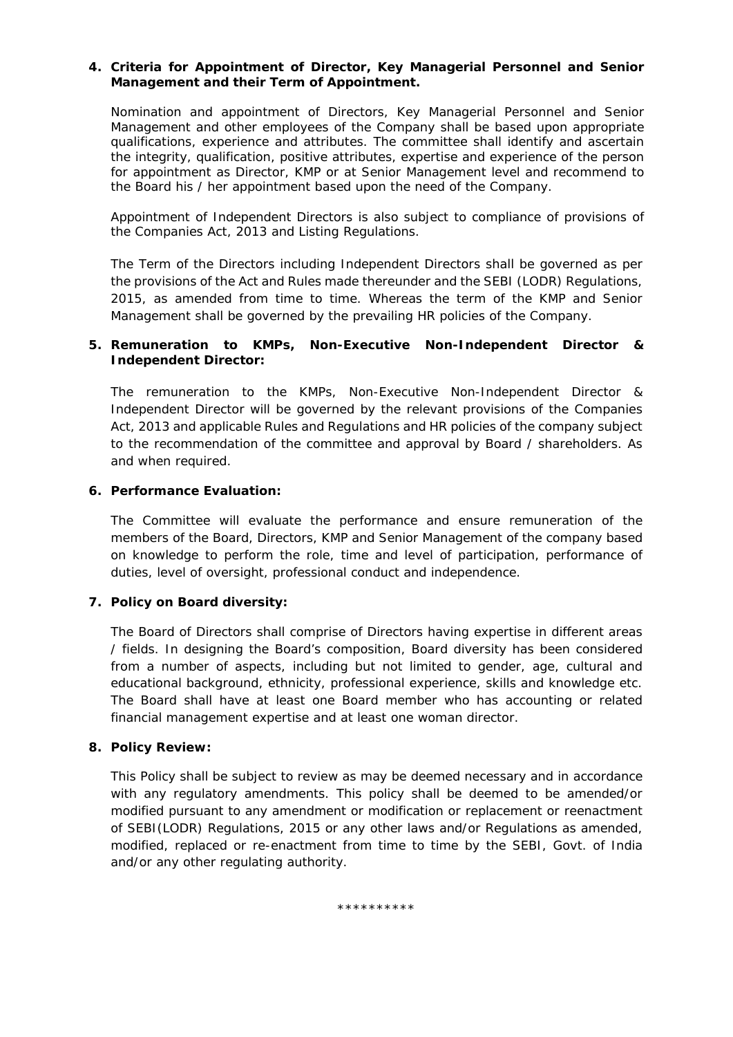**4. Criteria for Appointment of Director, Key Managerial Personnel and Senior Management and their Term of Appointment.**

Nomination and appointment of Directors, Key Managerial Personnel and Senior Management and other employees of the Company shall be based upon appropriate qualifications, experience and attributes. The committee shall identify and ascertain the integrity, qualification, positive attributes, expertise and experience of the person for appointment as Director, KMP or at Senior Management level and recommend to the Board his / her appointment based upon the need of the Company.

Appointment of Independent Directors is also subject to compliance of provisions of the Companies Act, 2013 and Listing Regulations.

The Term of the Directors including Independent Directors shall be governed as per the provisions of the Act and Rules made thereunder and the SEBI (LODR) Regulations, 2015, as amended from time to time. Whereas the term of the KMP and Senior Management shall be governed by the prevailing HR policies of the Company.

**5. Remuneration to KMPs, Non-Executive Non-Independent Director & Independent Director:**

The remuneration to the KMPs, Non-Executive Non-Independent Director & Independent Director will be governed by the relevant provisions of the Companies Act, 2013 and applicable Rules and Regulations and HR policies of the company subject to the recommendation of the committee and approval by Board / shareholders. As and when required.

**6. Performance Evaluation:**

The Committee will evaluate the performance and ensure remuneration of the members of the Board, Directors, KMP and Senior Management of the company based on knowledge to perform the role, time and level of participation, performance of duties, level of oversight, professional conduct and independence.

**7. Policy on Board diversity:**

The Board of Directors shall comprise of Directors having expertise in different areas / fields. In designing the Board's composition, Board diversity has been considered from a number of aspects, including but not limited to gender, age, cultural and educational background, ethnicity, professional experience, skills and knowledge etc. The Board shall have at least one Board member who has accounting or related financial management expertise and at least one woman director.

**8. Policy Review:**

This Policy shall be subject to review as may be deemed necessary and in accordance with any regulatory amendments. This policy shall be deemed to be amended/or modified pursuant to any amendment or modification or replacement or reenactment of SEBI(LODR) Regulations, 2015 or any other laws and/or Regulations as amended, modified, replaced or re-enactment from time to time by the SEBI, Govt. of India and/or any other regulating authority.

**********